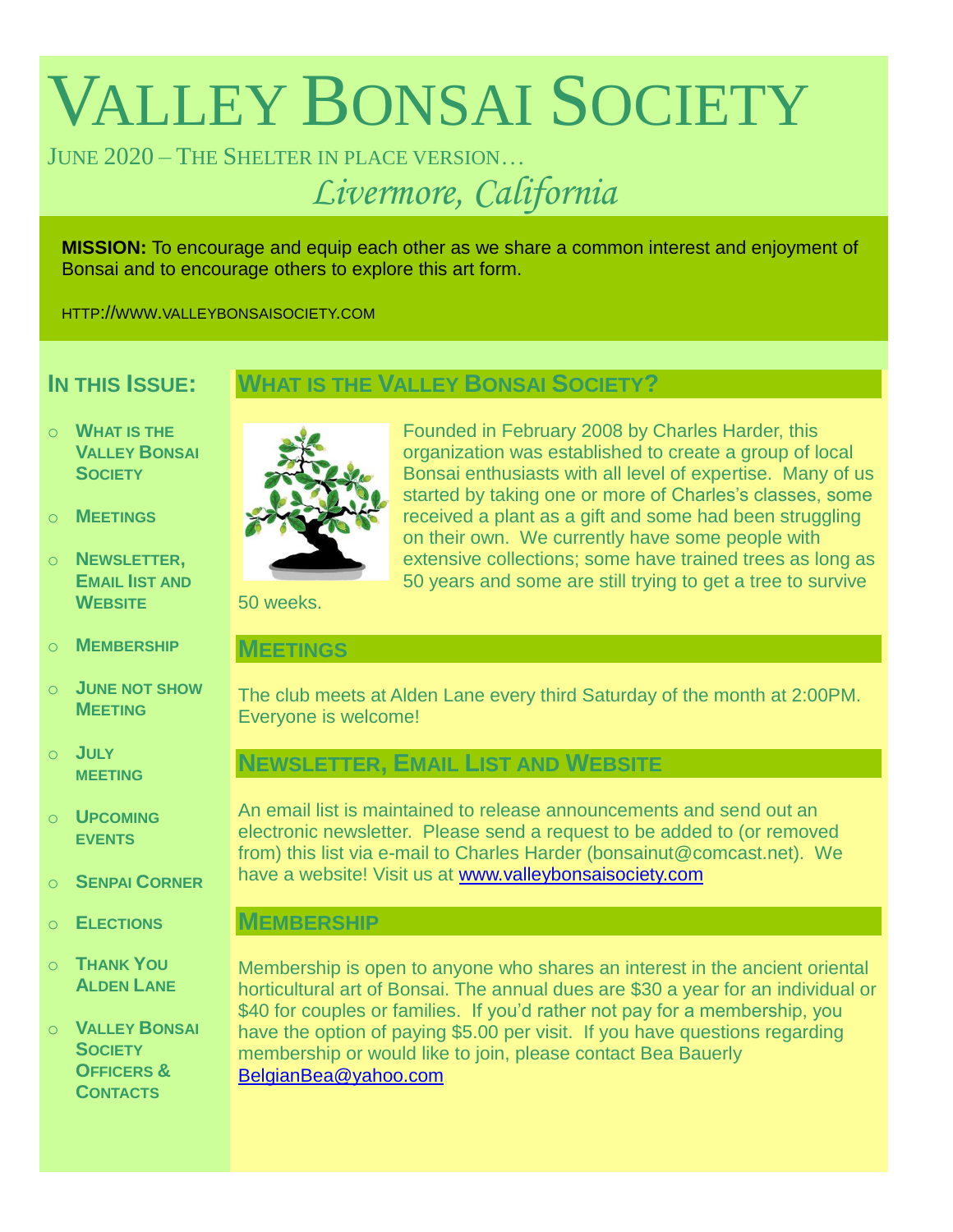# Valley Bonsai Society

June 2020 – The Shelter in place version…

*Livermore, California*

**MISSION:** To encourage and equip each other as we share a common interest and enjoyment of Bonsai and to encourage others to explore this art form.

HTTP://WWW.VALLEYBONSAISOCIETY.COM

## In this Issue:

- What is the Valley Bonsai Society
- Meetings
- Newsletter, Email list and Website
- Membership
- June not show Meeting
- July meeting
- Upcoming events
- Senpai Corner
- Elections
- Thank You Alden Lane
- Valley Bonsai Society Officers & Contacts

## What is the Valley Bonsai Society?

Founded in February 2008 by Charles Harder, this organization was established to create a group of local Bonsai enthusiasts with all level of expertise. Many of us started by taking one or more of Charles's classes, some received a plant as a gift and some had been struggling on their own. We currently have some people with extensive collections; some have trained trees as long as 50 years and some are still trying to get a tree to survive 50 weeks.

## Meetings

The club meets at Alden Lane every third Saturday of the month at 2:00PM. Everyone is welcome!

## Newsletter, Email List and Website

An email list is maintained to release announcements and send out an electronic newsletter. Please send a request to be added to (or removed from) this list via e-mail to Charles Harder (bonsainut@comcast.net). We have a website! Visit us at www.valleybonsaisociety.com

## Membership

Membership is open to anyone who shares an interest in the ancient oriental horticultural art of Bonsai. The annual dues are $30 a year for an individual or $40 for couples or families. If you'd rather not pay for a membership, you have the option of paying $5.00 per visit. If you have questions regarding membership or would like to join, please contact Bea Bauerly BelgianBea@yahoo.com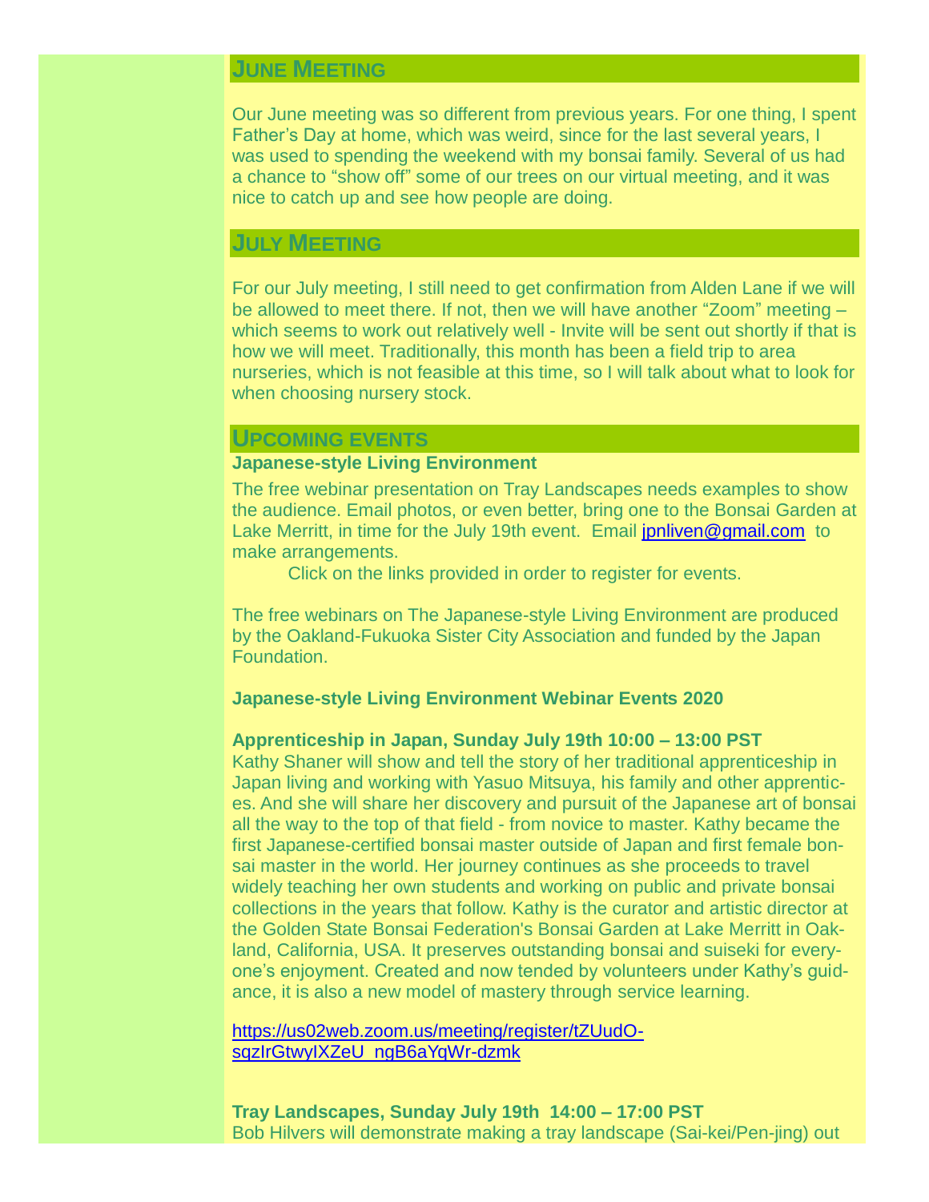## JUNE MEETING

Our June meeting was so different from previous years. For one thing, I spent Father's Day at home, which was weird, since for the last several years, I was used to spending the weekend with my bonsai family. Several of us had a chance to "show off" some of our trees on our virtual meeting, and it was nice to catch up and see how people are doing.

## JULY MEETING

For our July meeting, I still need to get confirmation from Alden Lane if we will be allowed to meet there. If not, then we will have another "Zoom" meeting – which seems to work out relatively well - Invite will be sent out shortly if that is how we will meet. Traditionally, this month has been a field trip to area nurseries, which is not feasible at this time, so I will talk about what to look for when choosing nursery stock.

## UPCOMING EVENTS

**Japanese-style Living Environment**

The free webinar presentation on Tray Landscapes needs examples to show the audience. Email photos, or even better, bring one to the Bonsai Garden at Lake Merritt, in time for the July 19th event. Email jpnliven@gmail.com to make arrangements.

Click on the links provided in order to register for events.

The free webinars on The Japanese-style Living Environment are produced by the Oakland-Fukuoka Sister City Association and funded by the Japan Foundation.

**Japanese-style Living Environment Webinar Events 2020**

**Apprenticeship in Japan, Sunday July 19th 10:00 – 13:00 PST**

Kathy Shaner will show and tell the story of her traditional apprenticeship in Japan living and working with Yasuo Mitsuya, his family and other apprentices. And she will share her discovery and pursuit of the Japanese art of bonsai all the way to the top of that field - from novice to master. Kathy became the first Japanese-certified bonsai master outside of Japan and first female bonsai master in the world. Her journey continues as she proceeds to travel widely teaching her own students and working on public and private bonsai collections in the years that follow. Kathy is the curator and artistic director at the Golden State Bonsai Federation's Bonsai Garden at Lake Merritt in Oakland, California, USA. It preserves outstanding bonsai and suiseki for everyone's enjoyment. Created and now tended by volunteers under Kathy's guidance, it is also a new model of mastery through service learning.

https://us02web.zoom.us/meeting/register/tZUudO-sqzIrGtwyIXZeU_ngB6aYqWr-dzmk

**Tray Landscapes, Sunday July 19th 14:00 – 17:00 PST**

Bob Hilvers will demonstrate making a tray landscape (Sai-kei/Pen-jing) out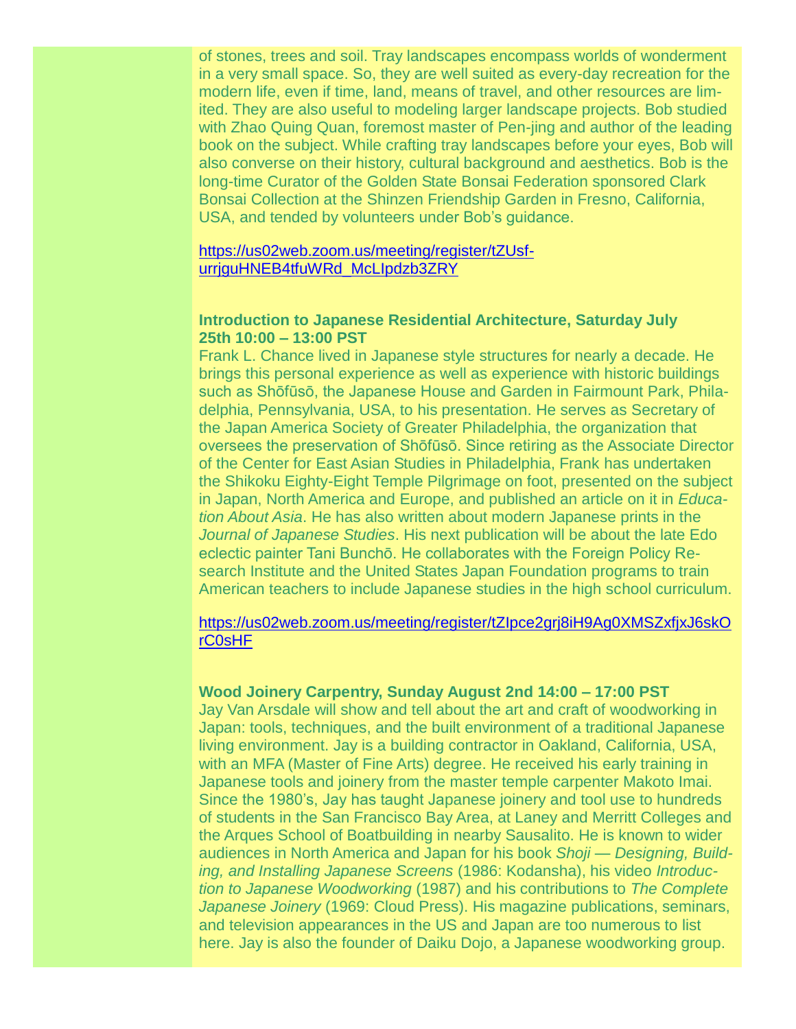of stones, trees and soil. Tray landscapes encompass worlds of wonderment in a very small space. So, they are well suited as every-day recreation for the modern life, even if time, land, means of travel, and other resources are limited. They are also useful to modeling larger landscape projects. Bob studied with Zhao Quing Quan, foremost master of Pen-jing and author of the leading book on the subject. While crafting tray landscapes before your eyes, Bob will also converse on their history, cultural background and aesthetics. Bob is the long-time Curator of the Golden State Bonsai Federation sponsored Clark Bonsai Collection at the Shinzen Friendship Garden in Fresno, California, USA, and tended by volunteers under Bob's guidance.

https://us02web.zoom.us/meeting/register/tZUsf-urrjguHNEB4tfuWRd_McLIpdzb3ZRY

**Introduction to Japanese Residential Architecture, Saturday July 25th 10:00 – 13:00 PST**

Frank L. Chance lived in Japanese style structures for nearly a decade. He brings this personal experience as well as experience with historic buildings such as Shōfūsō, the Japanese House and Garden in Fairmount Park, Philadelphia, Pennsylvania, USA, to his presentation. He serves as Secretary of the Japan America Society of Greater Philadelphia, the organization that oversees the preservation of Shōfūsō. Since retiring as the Associate Director of the Center for East Asian Studies in Philadelphia, Frank has undertaken the Shikoku Eighty-Eight Temple Pilgrimage on foot, presented on the subject in Japan, North America and Europe, and published an article on it in *Education About Asia*. He has also written about modern Japanese prints in the *Journal of Japanese Studies*. His next publication will be about the late Edo eclectic painter Tani Bunchō. He collaborates with the Foreign Policy Research Institute and the United States Japan Foundation programs to train American teachers to include Japanese studies in the high school curriculum.

https://us02web.zoom.us/meeting/register/tZIpce2grj8iH9Ag0XMSZxfjxJ6skOrC0sHF

**Wood Joinery Carpentry, Sunday August 2nd 14:00 – 17:00 PST**

Jay Van Arsdale will show and tell about the art and craft of woodworking in Japan: tools, techniques, and the built environment of a traditional Japanese living environment. Jay is a building contractor in Oakland, California, USA, with an MFA (Master of Fine Arts) degree. He received his early training in Japanese tools and joinery from the master temple carpenter Makoto Imai. Since the 1980's, Jay has taught Japanese joinery and tool use to hundreds of students in the San Francisco Bay Area, at Laney and Merritt Colleges and the Arques School of Boatbuilding in nearby Sausalito. He is known to wider audiences in North America and Japan for his book *Shoji — Designing, Building, and Installing Japanese Screens* (1986: Kodansha), his video *Introduction to Japanese Woodworking* (1987) and his contributions to *The Complete Japanese Joinery* (1969: Cloud Press). His magazine publications, seminars, and television appearances in the US and Japan are too numerous to list here. Jay is also the founder of Daiku Dojo, a Japanese woodworking group.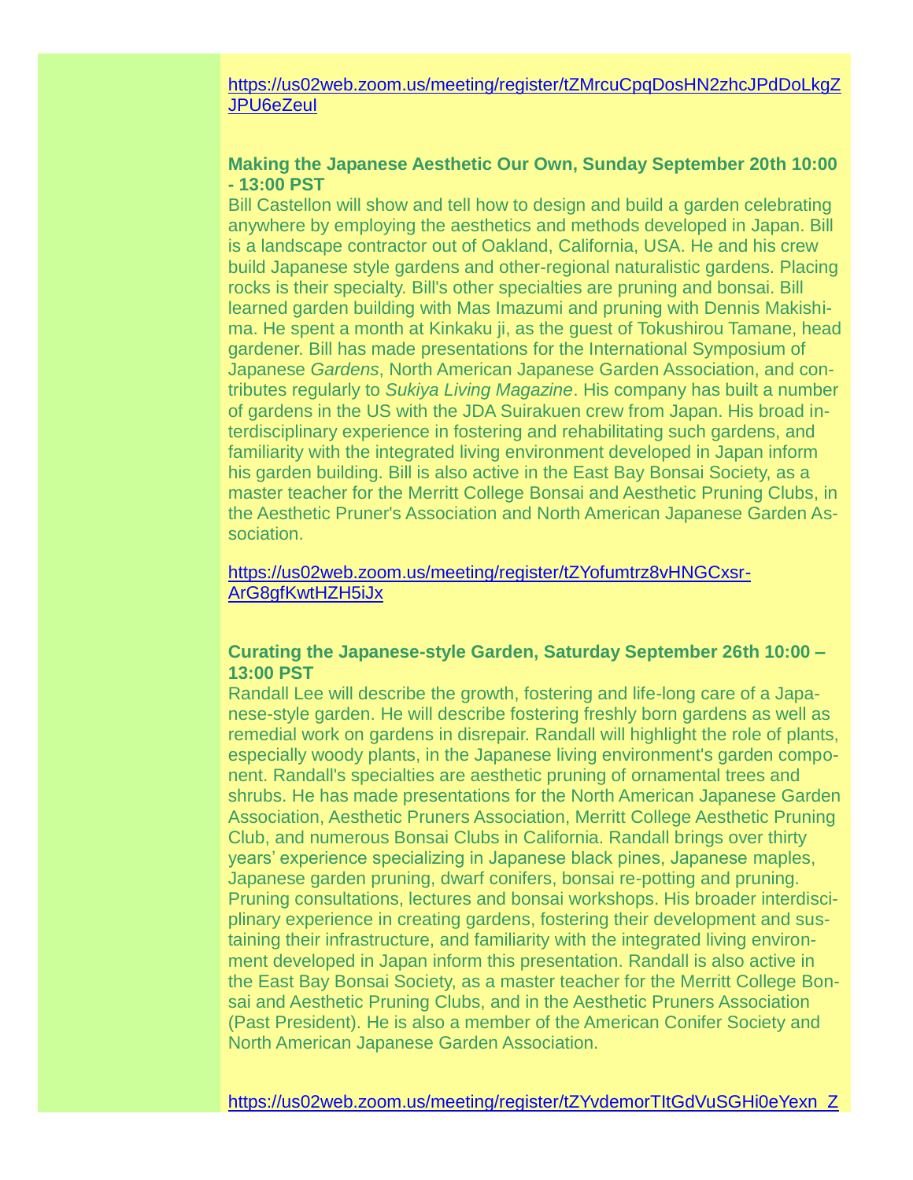https://us02web.zoom.us/meeting/register/tZMrcuCpqDosHN2zhcJPdDoLkgZJPU6eZeuI

**Making the Japanese Aesthetic Our Own, Sunday September 20th 10:00 - 13:00 PST**

Bill Castellon will show and tell how to design and build a garden celebrating anywhere by employing the aesthetics and methods developed in Japan. Bill is a landscape contractor out of Oakland, California, USA. He and his crew build Japanese style gardens and other-regional naturalistic gardens. Placing rocks is their specialty. Bill's other specialties are pruning and bonsai. Bill learned garden building with Mas Imazumi and pruning with Dennis Makishima. He spent a month at Kinkaku ji, as the guest of Tokushirou Tamane, head gardener. Bill has made presentations for the International Symposium of Japanese *Gardens*, North American Japanese Garden Association, and contributes regularly to *Sukiya Living Magazine*. His company has built a number of gardens in the US with the JDA Suirakuen crew from Japan. His broad interdisciplinary experience in fostering and rehabilitating such gardens, and familiarity with the integrated living environment developed in Japan inform his garden building. Bill is also active in the East Bay Bonsai Society, as a master teacher for the Merritt College Bonsai and Aesthetic Pruning Clubs, in the Aesthetic Pruner's Association and North American Japanese Garden Association.

https://us02web.zoom.us/meeting/register/tZYofumtrz8vHNGCxsr-ArG8gfKwtHZH5iJx

**Curating the Japanese-style Garden, Saturday September 26th 10:00 – 13:00 PST**

Randall Lee will describe the growth, fostering and life-long care of a Japanese-style garden. He will describe fostering freshly born gardens as well as remedial work on gardens in disrepair. Randall will highlight the role of plants, especially woody plants, in the Japanese living environment's garden component. Randall's specialties are aesthetic pruning of ornamental trees and shrubs. He has made presentations for the North American Japanese Garden Association, Aesthetic Pruners Association, Merritt College Aesthetic Pruning Club, and numerous Bonsai Clubs in California. Randall brings over thirty years' experience specializing in Japanese black pines, Japanese maples, Japanese garden pruning, dwarf conifers, bonsai re-potting and pruning. Pruning consultations, lectures and bonsai workshops. His broader interdisciplinary experience in creating gardens, fostering their development and sustaining their infrastructure, and familiarity with the integrated living environment developed in Japan inform this presentation. Randall is also active in the East Bay Bonsai Society, as a master teacher for the Merritt College Bonsai and Aesthetic Pruning Clubs, and in the Aesthetic Pruners Association (Past President). He is also a member of the American Conifer Society and North American Japanese Garden Association.

https://us02web.zoom.us/meeting/register/tZYvdemorTItGdVuSGHi0eYexn_Z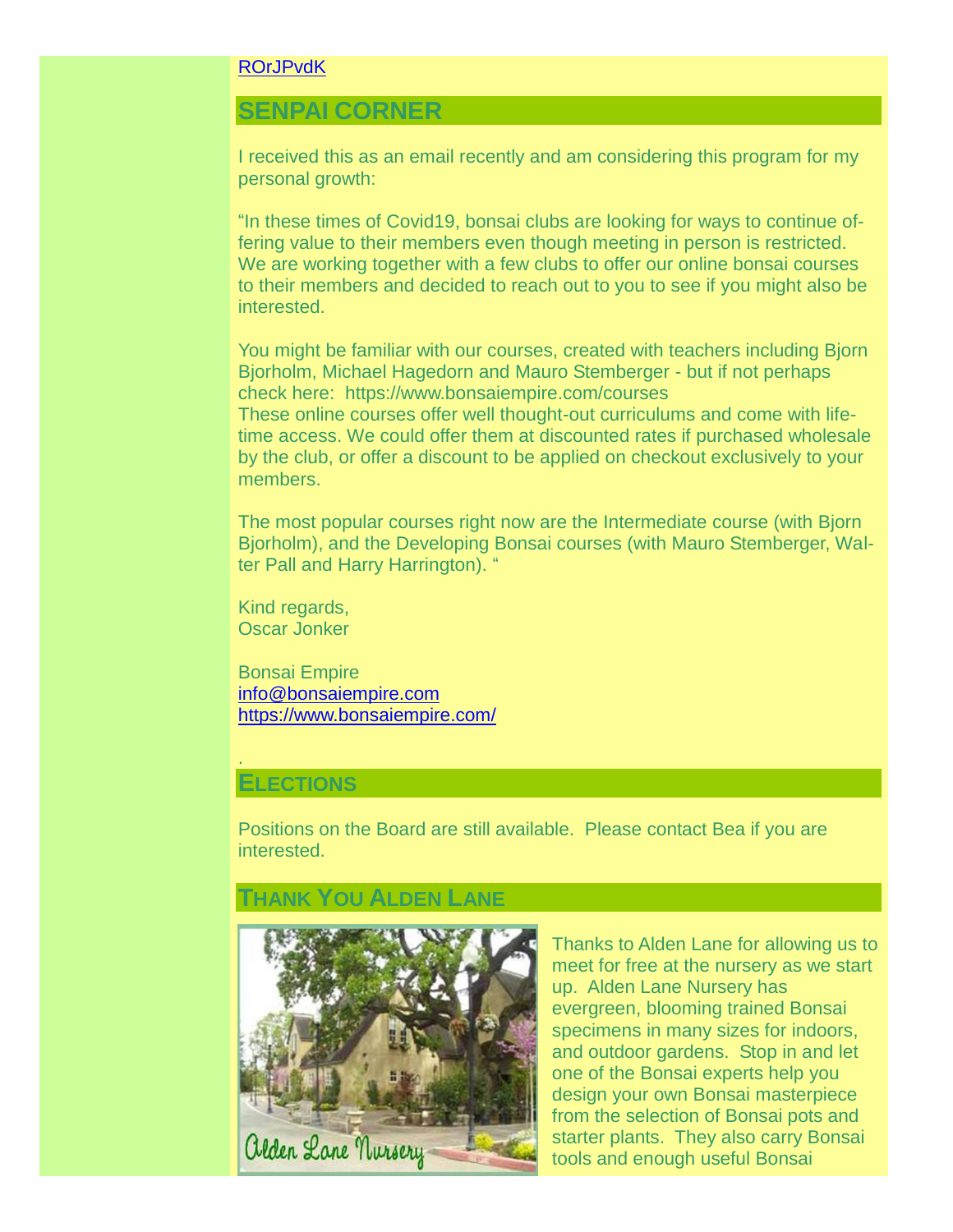ROrJPvdK

## SENPAI CORNER

I received this as an email recently and am considering this program for my personal growth:

"In these times of Covid19, bonsai clubs are looking for ways to continue offering value to their members even though meeting in person is restricted. We are working together with a few clubs to offer our online bonsai courses to their members and decided to reach out to you to see if you might also be interested.

You might be familiar with our courses, created with teachers including Bjorn Bjorholm, Michael Hagedorn and Mauro Stemberger - but if not perhaps check here: https://www.bonsaiempire.com/courses
These online courses offer well thought-out curriculums and come with lifetime access. We could offer them at discounted rates if purchased wholesale by the club, or offer a discount to be applied on checkout exclusively to your members.

The most popular courses right now are the Intermediate course (with Bjorn Bjorholm), and the Developing Bonsai courses (with Mauro Stemberger, Walter Pall and Harry Harrington). "

Kind regards,
Oscar Jonker

Bonsai Empire
info@bonsaiempire.com
https://www.bonsaiempire.com/

.

## ELECTIONS

Positions on the Board are still available. Please contact Bea if you are interested.

## THANK YOU ALDEN LANE

Alden Lane Nursery

Thanks to Alden Lane for allowing us to meet for free at the nursery as we start up. Alden Lane Nursery has evergreen, blooming trained Bonsai specimens in many sizes for indoors, and outdoor gardens. Stop in and let one of the Bonsai experts help you design your own Bonsai masterpiece from the selection of Bonsai pots and starter plants. They also carry Bonsai tools and enough useful Bonsai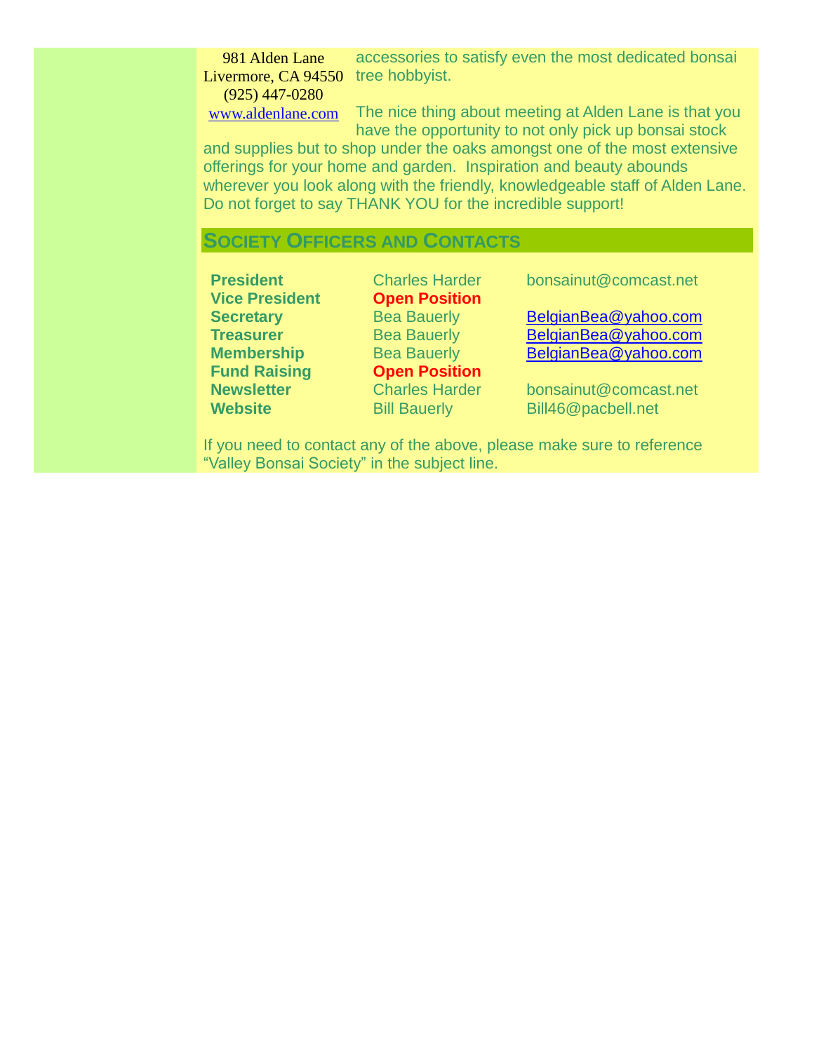981 Alden Lane
Livermore, CA 94550
(925) 447-0280
www.aldenlane.com

accessories to satisfy even the most dedicated bonsai tree hobbyist.

The nice thing about meeting at Alden Lane is that you have the opportunity to not only pick up bonsai stock and supplies but to shop under the oaks amongst one of the most extensive offerings for your home and garden. Inspiration and beauty abounds wherever you look along with the friendly, knowledgeable staff of Alden Lane. Do not forget to say THANK YOU for the incredible support!

## Society Officers and Contacts

| | | |
|---|---|---|
| **President** | Charles Harder | bonsainut@comcast.net |
| **Vice President** | **Open Position** | |
| **Secretary** | Bea Bauerly | BelgianBea@yahoo.com |
| **Treasurer** | Bea Bauerly | BelgianBea@yahoo.com |
| **Membership** | Bea Bauerly | BelgianBea@yahoo.com |
| **Fund Raising** | **Open Position** | |
| **Newsletter** | Charles Harder | bonsainut@comcast.net |
| **Website** | Bill Bauerly | Bill46@pacbell.net |

If you need to contact any of the above, please make sure to reference "Valley Bonsai Society" in the subject line.